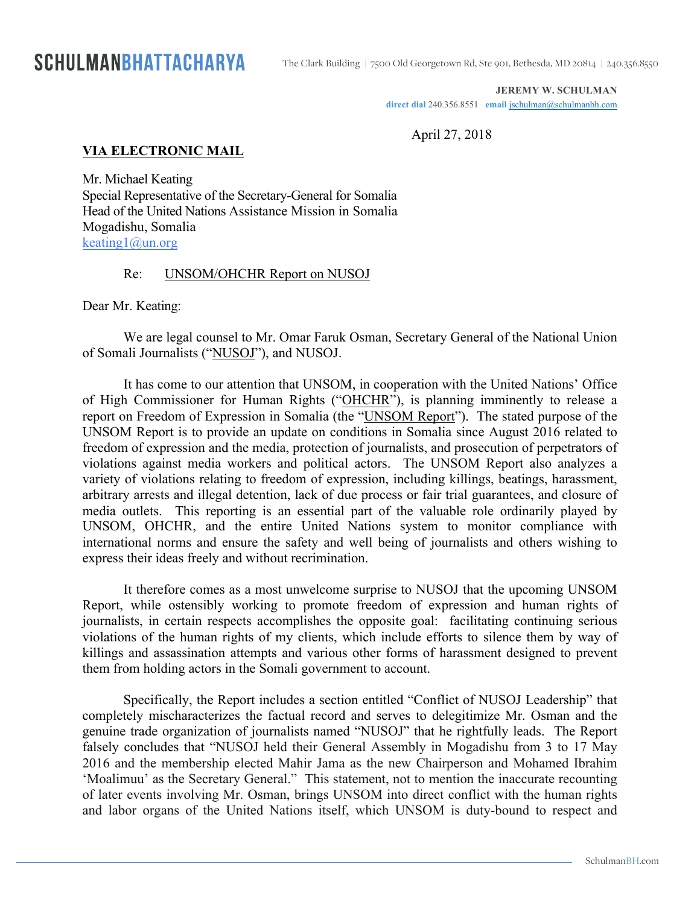**SCHULMANBHATTACHARYA**

The Clark Building | 7500 Old Georgetown Rd, Ste 901, Bethesda, MD 20814 | 240.356.8550

**JEREMY W. SCHULMAN**
direct dial 240.356.8551 email jschulman@schulmanbh.com

April 27, 2018

**VIA ELECTRONIC MAIL**

Mr. Michael Keating
Special Representative of the Secretary-General for Somalia
Head of the United Nations Assistance Mission in Somalia
Mogadishu, Somalia
keating1@un.org

Re: UNSOM/OHCHR Report on NUSOJ

Dear Mr. Keating:

We are legal counsel to Mr. Omar Faruk Osman, Secretary General of the National Union of Somali Journalists ("NUSOJ"), and NUSOJ.

It has come to our attention that UNSOM, in cooperation with the United Nations' Office of High Commissioner for Human Rights ("OHCHR"), is planning imminently to release a report on Freedom of Expression in Somalia (the "UNSOM Report"). The stated purpose of the UNSOM Report is to provide an update on conditions in Somalia since August 2016 related to freedom of expression and the media, protection of journalists, and prosecution of perpetrators of violations against media workers and political actors. The UNSOM Report also analyzes a variety of violations relating to freedom of expression, including killings, beatings, harassment, arbitrary arrests and illegal detention, lack of due process or fair trial guarantees, and closure of media outlets. This reporting is an essential part of the valuable role ordinarily played by UNSOM, OHCHR, and the entire United Nations system to monitor compliance with international norms and ensure the safety and well being of journalists and others wishing to express their ideas freely and without recrimination.

It therefore comes as a most unwelcome surprise to NUSOJ that the upcoming UNSOM Report, while ostensibly working to promote freedom of expression and human rights of journalists, in certain respects accomplishes the opposite goal: facilitating continuing serious violations of the human rights of my clients, which include efforts to silence them by way of killings and assassination attempts and various other forms of harassment designed to prevent them from holding actors in the Somali government to account.

Specifically, the Report includes a section entitled "Conflict of NUSOJ Leadership" that completely mischaracterizes the factual record and serves to delegitimize Mr. Osman and the genuine trade organization of journalists named "NUSOJ" that he rightfully leads. The Report falsely concludes that "NUSOJ held their General Assembly in Mogadishu from 3 to 17 May 2016 and the membership elected Mahir Jama as the new Chairperson and Mohamed Ibrahim 'Moalimuu' as the Secretary General." This statement, not to mention the inaccurate recounting of later events involving Mr. Osman, brings UNSOM into direct conflict with the human rights and labor organs of the United Nations itself, which UNSOM is duty-bound to respect and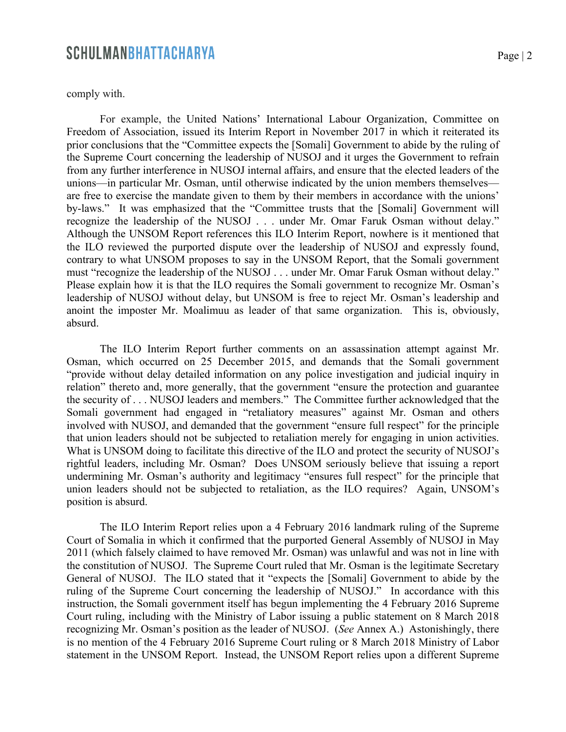comply with.

For example, the United Nations' International Labour Organization, Committee on Freedom of Association, issued its Interim Report in November 2017 in which it reiterated its prior conclusions that the "Committee expects the [Somali] Government to abide by the ruling of the Supreme Court concerning the leadership of NUSOJ and it urges the Government to refrain from any further interference in NUSOJ internal affairs, and ensure that the elected leaders of the unions—in particular Mr. Osman, until otherwise indicated by the union members themselves—are free to exercise the mandate given to them by their members in accordance with the unions' by-laws." It was emphasized that the "Committee trusts that the [Somali] Government will recognize the leadership of the NUSOJ . . . under Mr. Omar Faruk Osman without delay." Although the UNSOM Report references this ILO Interim Report, nowhere is it mentioned that the ILO reviewed the purported dispute over the leadership of NUSOJ and expressly found, contrary to what UNSOM proposes to say in the UNSOM Report, that the Somali government must "recognize the leadership of the NUSOJ . . . under Mr. Omar Faruk Osman without delay." Please explain how it is that the ILO requires the Somali government to recognize Mr. Osman's leadership of NUSOJ without delay, but UNSOM is free to reject Mr. Osman's leadership and anoint the imposter Mr. Moalimuu as leader of that same organization. This is, obviously, absurd.

The ILO Interim Report further comments on an assassination attempt against Mr. Osman, which occurred on 25 December 2015, and demands that the Somali government "provide without delay detailed information on any police investigation and judicial inquiry in relation" thereto and, more generally, that the government "ensure the protection and guarantee the security of . . . NUSOJ leaders and members." The Committee further acknowledged that the Somali government had engaged in "retaliatory measures" against Mr. Osman and others involved with NUSOJ, and demanded that the government "ensure full respect" for the principle that union leaders should not be subjected to retaliation merely for engaging in union activities. What is UNSOM doing to facilitate this directive of the ILO and protect the security of NUSOJ's rightful leaders, including Mr. Osman? Does UNSOM seriously believe that issuing a report undermining Mr. Osman's authority and legitimacy "ensures full respect" for the principle that union leaders should not be subjected to retaliation, as the ILO requires? Again, UNSOM's position is absurd.

The ILO Interim Report relies upon a 4 February 2016 landmark ruling of the Supreme Court of Somalia in which it confirmed that the purported General Assembly of NUSOJ in May 2011 (which falsely claimed to have removed Mr. Osman) was unlawful and was not in line with the constitution of NUSOJ. The Supreme Court ruled that Mr. Osman is the legitimate Secretary General of NUSOJ. The ILO stated that it "expects the [Somali] Government to abide by the ruling of the Supreme Court concerning the leadership of NUSOJ." In accordance with this instruction, the Somali government itself has begun implementing the 4 February 2016 Supreme Court ruling, including with the Ministry of Labor issuing a public statement on 8 March 2018 recognizing Mr. Osman's position as the leader of NUSOJ. (*See* Annex A.) Astonishingly, there is no mention of the 4 February 2016 Supreme Court ruling or 8 March 2018 Ministry of Labor statement in the UNSOM Report. Instead, the UNSOM Report relies upon a different Supreme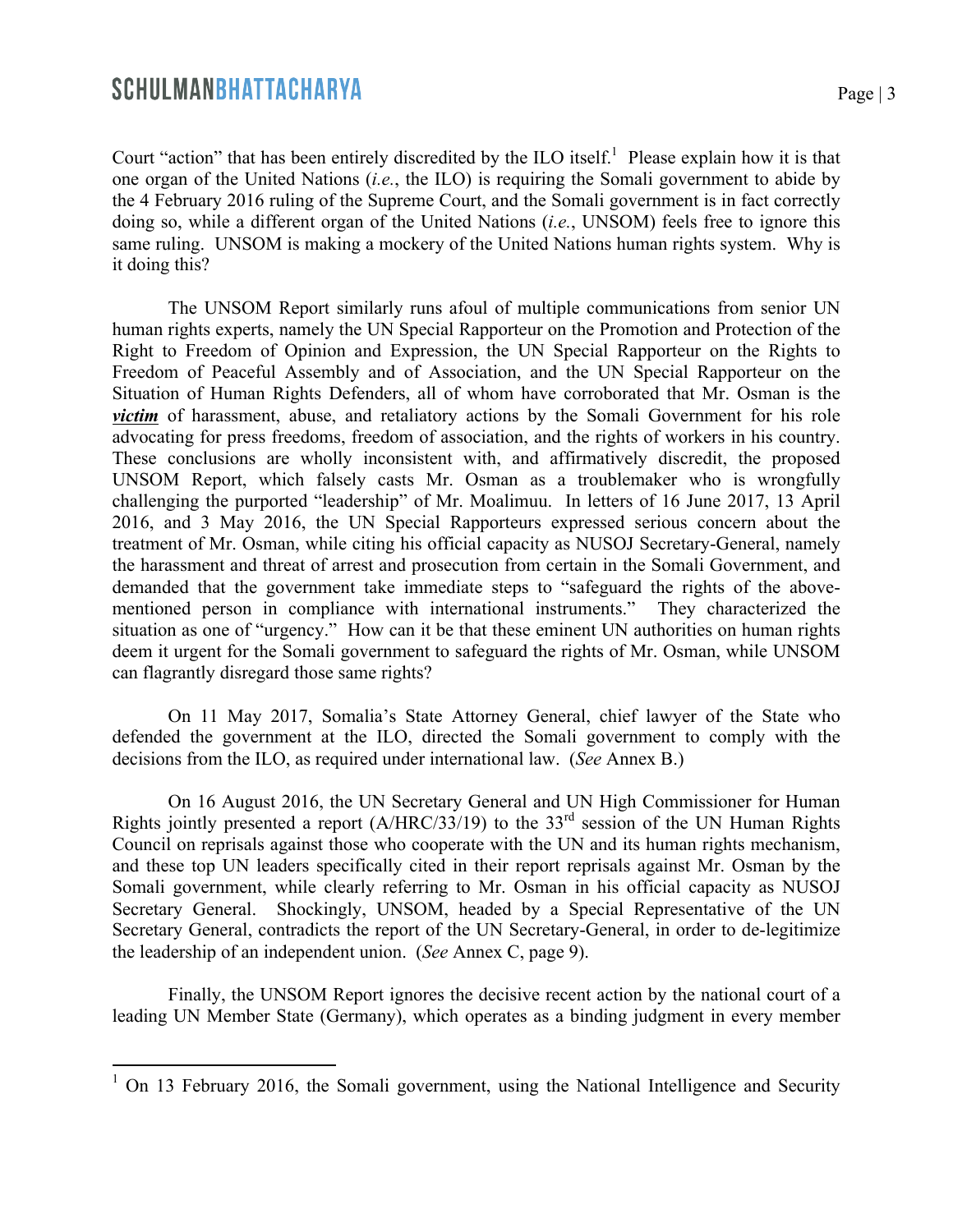Court "action" that has been entirely discredited by the ILO itself.[1] Please explain how it is that one organ of the United Nations (*i.e.*, the ILO) is requiring the Somali government to abide by the 4 February 2016 ruling of the Supreme Court, and the Somali government is in fact correctly doing so, while a different organ of the United Nations (*i.e.*, UNSOM) feels free to ignore this same ruling. UNSOM is making a mockery of the United Nations human rights system. Why is it doing this?

The UNSOM Report similarly runs afoul of multiple communications from senior UN human rights experts, namely the UN Special Rapporteur on the Promotion and Protection of the Right to Freedom of Opinion and Expression, the UN Special Rapporteur on the Rights to Freedom of Peaceful Assembly and of Association, and the UN Special Rapporteur on the Situation of Human Rights Defenders, all of whom have corroborated that Mr. Osman is the ***victim*** of harassment, abuse, and retaliatory actions by the Somali Government for his role advocating for press freedoms, freedom of association, and the rights of workers in his country. These conclusions are wholly inconsistent with, and affirmatively discredit, the proposed UNSOM Report, which falsely casts Mr. Osman as a troublemaker who is wrongfully challenging the purported "leadership" of Mr. Moalimuu. In letters of 16 June 2017, 13 April 2016, and 3 May 2016, the UN Special Rapporteurs expressed serious concern about the treatment of Mr. Osman, while citing his official capacity as NUSOJ Secretary-General, namely the harassment and threat of arrest and prosecution from certain in the Somali Government, and demanded that the government take immediate steps to "safeguard the rights of the above-mentioned person in compliance with international instruments." They characterized the situation as one of "urgency." How can it be that these eminent UN authorities on human rights deem it urgent for the Somali government to safeguard the rights of Mr. Osman, while UNSOM can flagrantly disregard those same rights?

On 11 May 2017, Somalia's State Attorney General, chief lawyer of the State who defended the government at the ILO, directed the Somali government to comply with the decisions from the ILO, as required under international law. (*See* Annex B.)

On 16 August 2016, the UN Secretary General and UN High Commissioner for Human Rights jointly presented a report (A/HRC/33/19) to the 33rd session of the UN Human Rights Council on reprisals against those who cooperate with the UN and its human rights mechanism, and these top UN leaders specifically cited in their report reprisals against Mr. Osman by the Somali government, while clearly referring to Mr. Osman in his official capacity as NUSOJ Secretary General. Shockingly, UNSOM, headed by a Special Representative of the UN Secretary General, contradicts the report of the UN Secretary-General, in order to de-legitimize the leadership of an independent union. (*See* Annex C, page 9).

Finally, the UNSOM Report ignores the decisive recent action by the national court of a leading UN Member State (Germany), which operates as a binding judgment in every member

---

[1] On 13 February 2016, the Somali government, using the National Intelligence and Security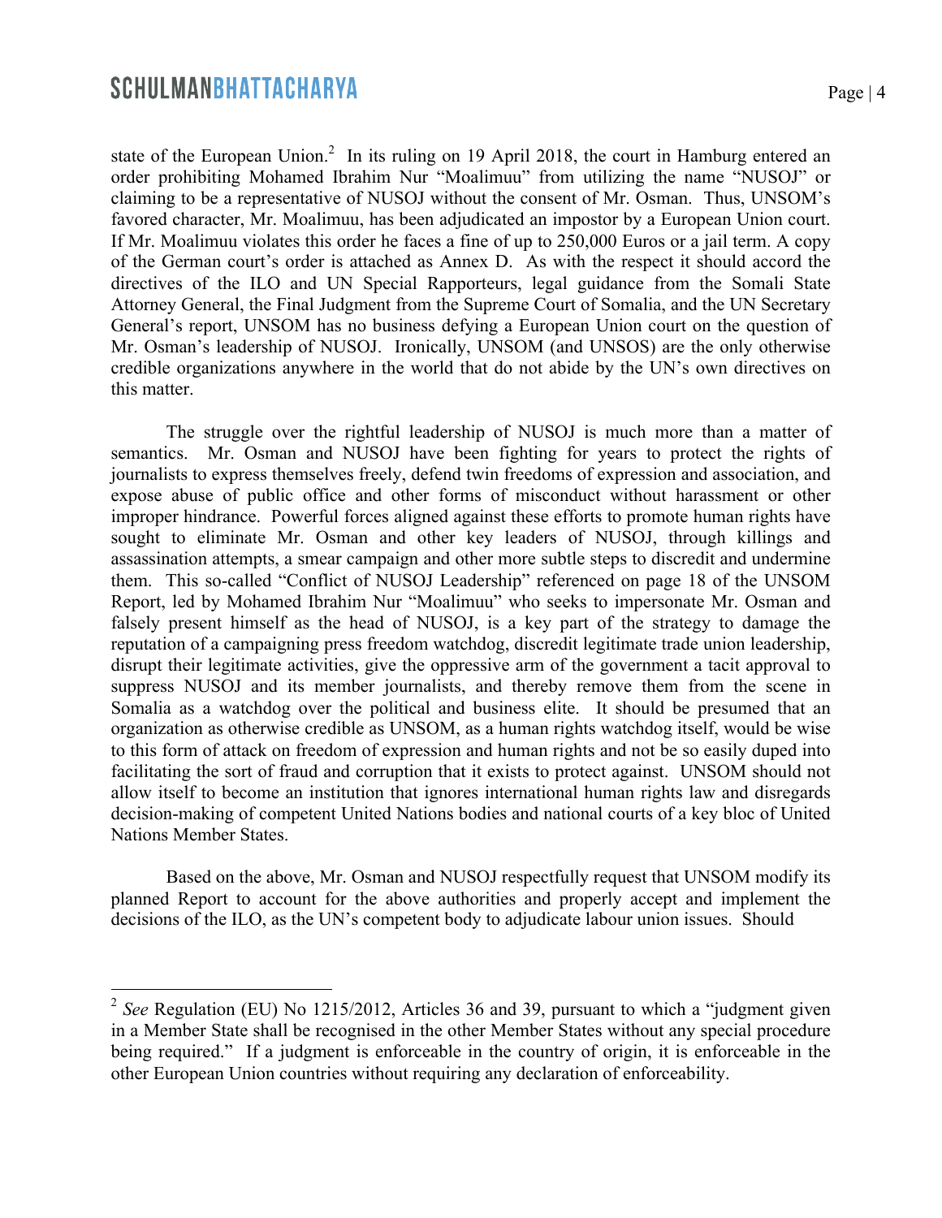state of the European Union.[2] In its ruling on 19 April 2018, the court in Hamburg entered an order prohibiting Mohamed Ibrahim Nur "Moalimuu" from utilizing the name "NUSOJ" or claiming to be a representative of NUSOJ without the consent of Mr. Osman. Thus, UNSOM's favored character, Mr. Moalimuu, has been adjudicated an impostor by a European Union court. If Mr. Moalimuu violates this order he faces a fine of up to 250,000 Euros or a jail term. A copy of the German court's order is attached as Annex D. As with the respect it should accord the directives of the ILO and UN Special Rapporteurs, legal guidance from the Somali State Attorney General, the Final Judgment from the Supreme Court of Somalia, and the UN Secretary General's report, UNSOM has no business defying a European Union court on the question of Mr. Osman's leadership of NUSOJ. Ironically, UNSOM (and UNSOS) are the only otherwise credible organizations anywhere in the world that do not abide by the UN's own directives on this matter.

The struggle over the rightful leadership of NUSOJ is much more than a matter of semantics. Mr. Osman and NUSOJ have been fighting for years to protect the rights of journalists to express themselves freely, defend twin freedoms of expression and association, and expose abuse of public office and other forms of misconduct without harassment or other improper hindrance. Powerful forces aligned against these efforts to promote human rights have sought to eliminate Mr. Osman and other key leaders of NUSOJ, through killings and assassination attempts, a smear campaign and other more subtle steps to discredit and undermine them. This so-called "Conflict of NUSOJ Leadership" referenced on page 18 of the UNSOM Report, led by Mohamed Ibrahim Nur "Moalimuu" who seeks to impersonate Mr. Osman and falsely present himself as the head of NUSOJ, is a key part of the strategy to damage the reputation of a campaigning press freedom watchdog, discredit legitimate trade union leadership, disrupt their legitimate activities, give the oppressive arm of the government a tacit approval to suppress NUSOJ and its member journalists, and thereby remove them from the scene in Somalia as a watchdog over the political and business elite. It should be presumed that an organization as otherwise credible as UNSOM, as a human rights watchdog itself, would be wise to this form of attack on freedom of expression and human rights and not be so easily duped into facilitating the sort of fraud and corruption that it exists to protect against. UNSOM should not allow itself to become an institution that ignores international human rights law and disregards decision-making of competent United Nations bodies and national courts of a key bloc of United Nations Member States.

Based on the above, Mr. Osman and NUSOJ respectfully request that UNSOM modify its planned Report to account for the above authorities and properly accept and implement the decisions of the ILO, as the UN's competent body to adjudicate labour union issues. Should

---

[2] *See* Regulation (EU) No 1215/2012, Articles 36 and 39, pursuant to which a "judgment given in a Member State shall be recognised in the other Member States without any special procedure being required." If a judgment is enforceable in the country of origin, it is enforceable in the other European Union countries without requiring any declaration of enforceability.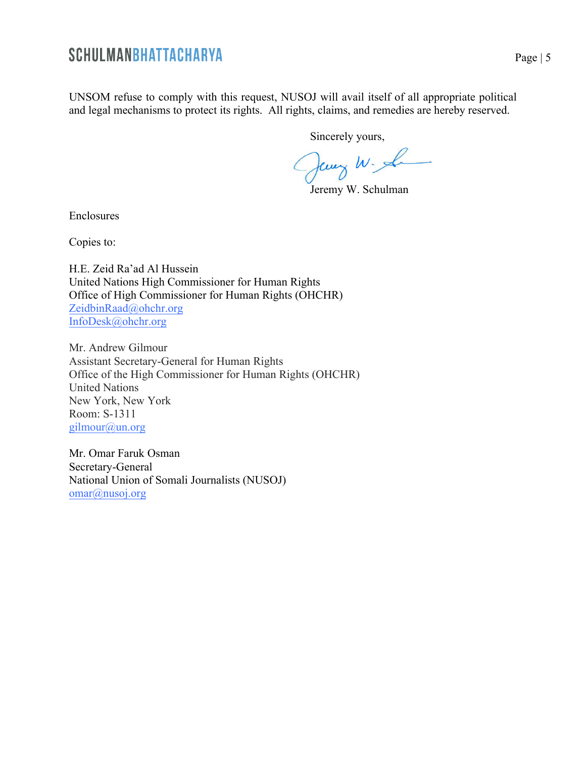UNSOM refuse to comply with this request, NUSOJ will avail itself of all appropriate political and legal mechanisms to protect its rights. All rights, claims, and remedies are hereby reserved.

Sincerely yours,

Jeremy W. Schulman

Enclosures

Copies to:

H.E. Zeid Ra'ad Al Hussein
United Nations High Commissioner for Human Rights
Office of High Commissioner for Human Rights (OHCHR)
ZeidbinRaad@ohchr.org
InfoDesk@ohchr.org

Mr. Andrew Gilmour
Assistant Secretary-General for Human Rights
Office of the High Commissioner for Human Rights (OHCHR)
United Nations
New York, New York
Room: S-1311
gilmour@un.org

Mr. Omar Faruk Osman
Secretary-General
National Union of Somali Journalists (NUSOJ)
omar@nusoj.org